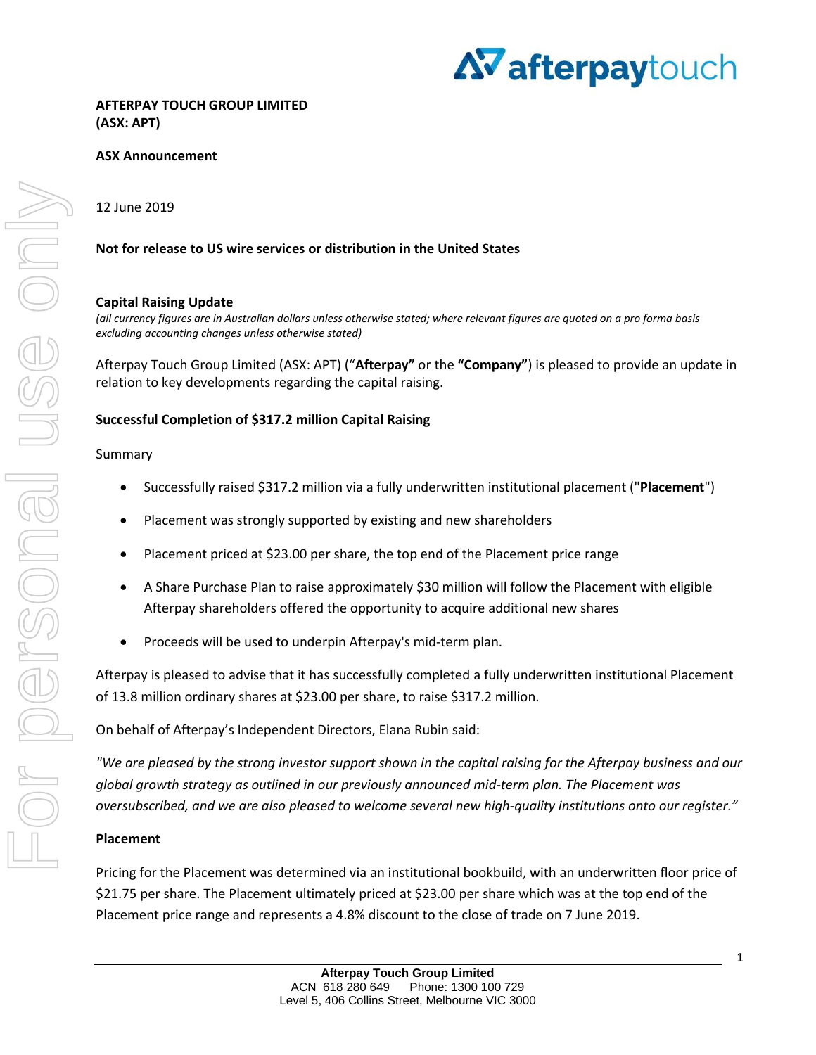**AFTERPAY TOUCH GROUP LIMITED**
**(ASX: APT)**

**ASX Announcement**

12 June 2019

**Not for release to US wire services or distribution in the United States**

## Capital Raising Update

*(all currency figures are in Australian dollars unless otherwise stated; where relevant figures are quoted on a pro forma basis excluding accounting changes unless otherwise stated)*

Afterpay Touch Group Limited (ASX: APT) ("**Afterpay**" or the **"Company"**) is pleased to provide an update in relation to key developments regarding the capital raising.

### Successful Completion of $317.2 million Capital Raising

Summary

- Successfully raised $317.2 million via a fully underwritten institutional placement ("**Placement**")
- Placement was strongly supported by existing and new shareholders
- Placement priced at $23.00 per share, the top end of the Placement price range
- A Share Purchase Plan to raise approximately $30 million will follow the Placement with eligible Afterpay shareholders offered the opportunity to acquire additional new shares
- Proceeds will be used to underpin Afterpay's mid-term plan.

Afterpay is pleased to advise that it has successfully completed a fully underwritten institutional Placement of 13.8 million ordinary shares at $23.00 per share, to raise $317.2 million.

On behalf of Afterpay's Independent Directors, Elana Rubin said:

*"We are pleased by the strong investor support shown in the capital raising for the Afterpay business and our global growth strategy as outlined in our previously announced mid-term plan. The Placement was oversubscribed, and we are also pleased to welcome several new high-quality institutions onto our register."*

### Placement

Pricing for the Placement was determined via an institutional bookbuild, with an underwritten floor price of $21.75 per share. The Placement ultimately priced at $23.00 per share which was at the top end of the Placement price range and represents a 4.8% discount to the close of trade on 7 June 2019.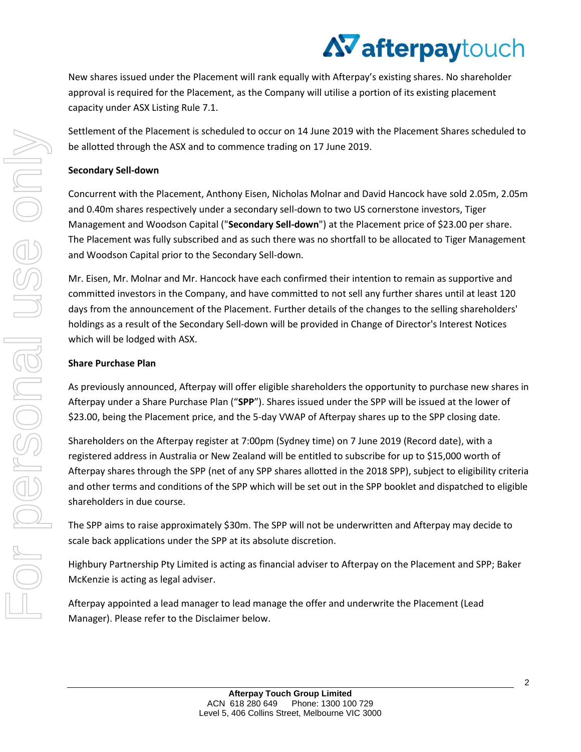New shares issued under the Placement will rank equally with Afterpay's existing shares. No shareholder approval is required for the Placement, as the Company will utilise a portion of its existing placement capacity under ASX Listing Rule 7.1.

Settlement of the Placement is scheduled to occur on 14 June 2019 with the Placement Shares scheduled to be allotted through the ASX and to commence trading on 17 June 2019.

**Secondary Sell-down**

Concurrent with the Placement, Anthony Eisen, Nicholas Molnar and David Hancock have sold 2.05m, 2.05m and 0.40m shares respectively under a secondary sell-down to two US cornerstone investors, Tiger Management and Woodson Capital ("**Secondary Sell-down**") at the Placement price of $23.00 per share. The Placement was fully subscribed and as such there was no shortfall to be allocated to Tiger Management and Woodson Capital prior to the Secondary Sell-down.

Mr. Eisen, Mr. Molnar and Mr. Hancock have each confirmed their intention to remain as supportive and committed investors in the Company, and have committed to not sell any further shares until at least 120 days from the announcement of the Placement. Further details of the changes to the selling shareholders' holdings as a result of the Secondary Sell-down will be provided in Change of Director's Interest Notices which will be lodged with ASX.

**Share Purchase Plan**

As previously announced, Afterpay will offer eligible shareholders the opportunity to purchase new shares in Afterpay under a Share Purchase Plan ("**SPP**"). Shares issued under the SPP will be issued at the lower of $23.00, being the Placement price, and the 5-day VWAP of Afterpay shares up to the SPP closing date.

Shareholders on the Afterpay register at 7:00pm (Sydney time) on 7 June 2019 (Record date), with a registered address in Australia or New Zealand will be entitled to subscribe for up to $15,000 worth of Afterpay shares through the SPP (net of any SPP shares allotted in the 2018 SPP), subject to eligibility criteria and other terms and conditions of the SPP which will be set out in the SPP booklet and dispatched to eligible shareholders in due course.

The SPP aims to raise approximately $30m. The SPP will not be underwritten and Afterpay may decide to scale back applications under the SPP at its absolute discretion.

Highbury Partnership Pty Limited is acting as financial adviser to Afterpay on the Placement and SPP; Baker McKenzie is acting as legal adviser.

Afterpay appointed a lead manager to lead manage the offer and underwrite the Placement (Lead Manager). Please refer to the Disclaimer below.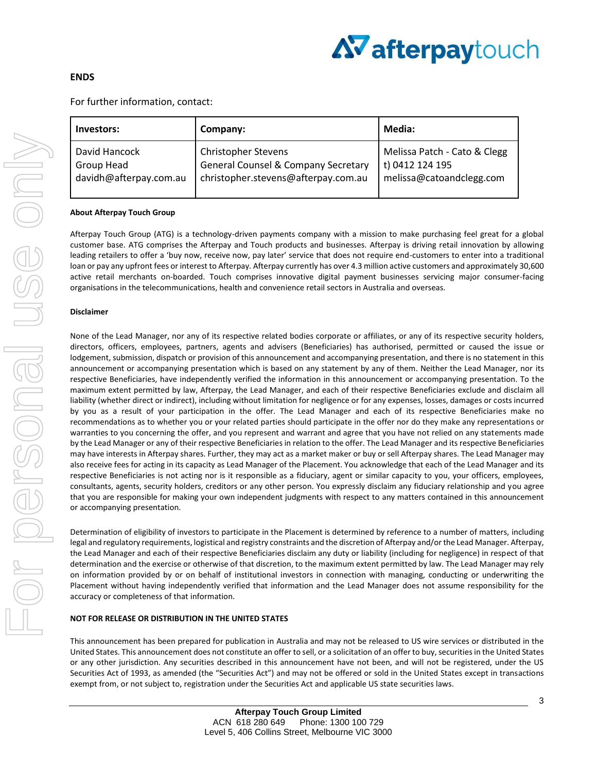**ENDS**

For further information, contact:

| Investors: | Company: | Media: |
|---|---|---|
| David Hancock<br>Group Head<br>davidh@afterpay.com.au | Christopher Stevens<br>General Counsel & Company Secretary<br>christopher.stevens@afterpay.com.au | Melissa Patch - Cato & Clegg<br>t) 0412 124 195<br>melissa@catoandclegg.com |

**About Afterpay Touch Group**

Afterpay Touch Group (ATG) is a technology-driven payments company with a mission to make purchasing feel great for a global customer base. ATG comprises the Afterpay and Touch products and businesses. Afterpay is driving retail innovation by allowing leading retailers to offer a 'buy now, receive now, pay later' service that does not require end-customers to enter into a traditional loan or pay any upfront fees or interest to Afterpay. Afterpay currently has over 4.3 million active customers and approximately 30,600 active retail merchants on-boarded. Touch comprises innovative digital payment businesses servicing major consumer-facing organisations in the telecommunications, health and convenience retail sectors in Australia and overseas.

**Disclaimer**

None of the Lead Manager, nor any of its respective related bodies corporate or affiliates, or any of its respective security holders, directors, officers, employees, partners, agents and advisers (Beneficiaries) has authorised, permitted or caused the issue or lodgement, submission, dispatch or provision of this announcement and accompanying presentation, and there is no statement in this announcement or accompanying presentation which is based on any statement by any of them. Neither the Lead Manager, nor its respective Beneficiaries, have independently verified the information in this announcement or accompanying presentation. To the maximum extent permitted by law, Afterpay, the Lead Manager, and each of their respective Beneficiaries exclude and disclaim all liability (whether direct or indirect), including without limitation for negligence or for any expenses, losses, damages or costs incurred by you as a result of your participation in the offer. The Lead Manager and each of its respective Beneficiaries make no recommendations as to whether you or your related parties should participate in the offer nor do they make any representations or warranties to you concerning the offer, and you represent and warrant and agree that you have not relied on any statements made by the Lead Manager or any of their respective Beneficiaries in relation to the offer. The Lead Manager and its respective Beneficiaries may have interests in Afterpay shares. Further, they may act as a market maker or buy or sell Afterpay shares. The Lead Manager may also receive fees for acting in its capacity as Lead Manager of the Placement. You acknowledge that each of the Lead Manager and its respective Beneficiaries is not acting nor is it responsible as a fiduciary, agent or similar capacity to you, your officers, employees, consultants, agents, security holders, creditors or any other person. You expressly disclaim any fiduciary relationship and you agree that you are responsible for making your own independent judgments with respect to any matters contained in this announcement or accompanying presentation.

Determination of eligibility of investors to participate in the Placement is determined by reference to a number of matters, including legal and regulatory requirements, logistical and registry constraints and the discretion of Afterpay and/or the Lead Manager. Afterpay, the Lead Manager and each of their respective Beneficiaries disclaim any duty or liability (including for negligence) in respect of that determination and the exercise or otherwise of that discretion, to the maximum extent permitted by law. The Lead Manager may rely on information provided by or on behalf of institutional investors in connection with managing, conducting or underwriting the Placement without having independently verified that information and the Lead Manager does not assume responsibility for the accuracy or completeness of that information.

**NOT FOR RELEASE OR DISTRIBUTION IN THE UNITED STATES**

This announcement has been prepared for publication in Australia and may not be released to US wire services or distributed in the United States. This announcement does not constitute an offer to sell, or a solicitation of an offer to buy, securities in the United States or any other jurisdiction. Any securities described in this announcement have not been, and will not be registered, under the US Securities Act of 1993, as amended (the "Securities Act") and may not be offered or sold in the United States except in transactions exempt from, or not subject to, registration under the Securities Act and applicable US state securities laws.

**Afterpay Touch Group Limited**
ACN 618 280 649 Phone: 1300 100 729
Level 5, 406 Collins Street, Melbourne VIC 3000